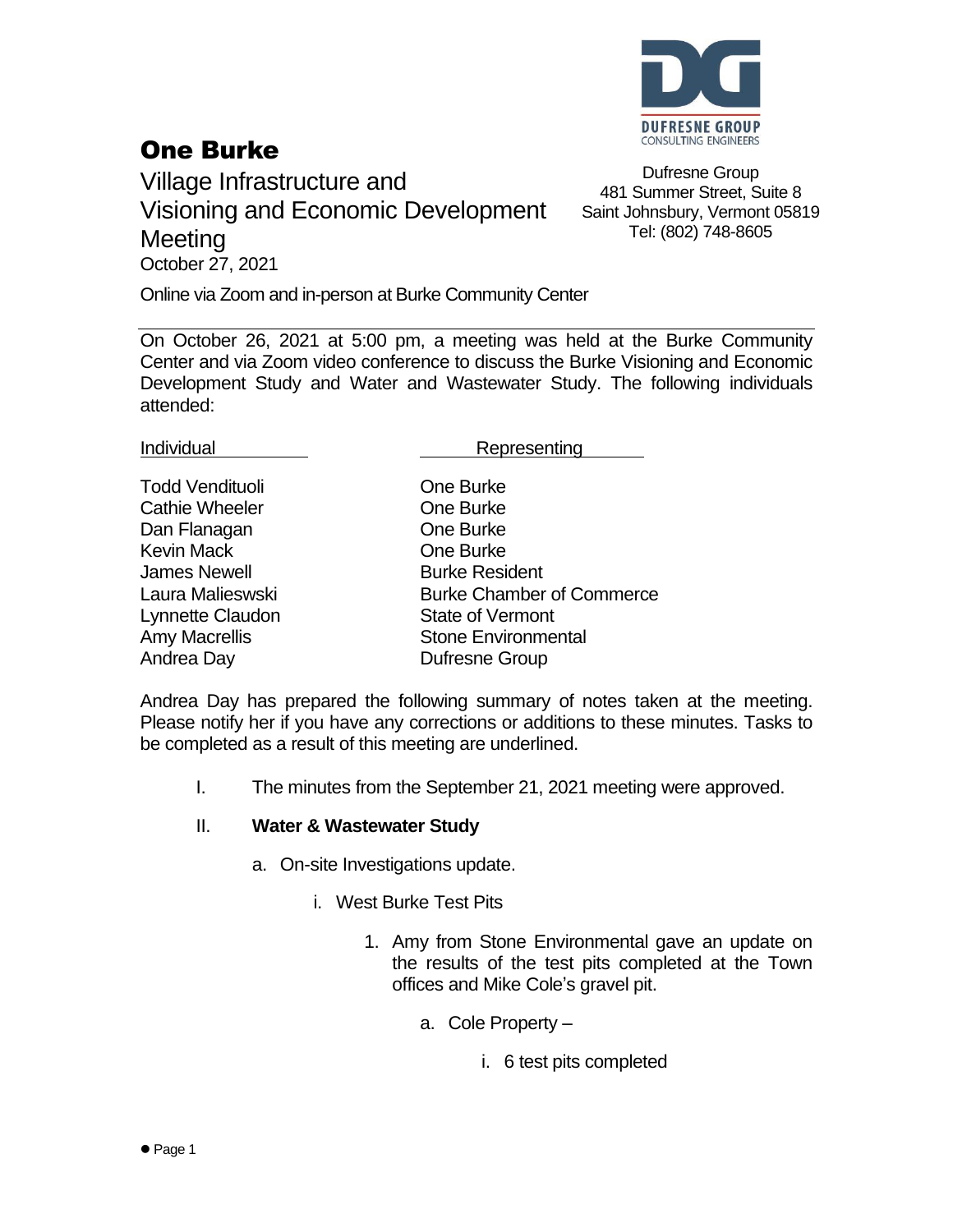# One Burke

## Village Infrastructure and Visioning and Economic Development Meeting

October 27, 2021

Dufresne Group
481 Summer Street, Suite 8
Saint Johnsbury, Vermont 05819
Tel: (802) 748-8605

Online via Zoom and in-person at Burke Community Center

---

On October 26, 2021 at 5:00 pm, a meeting was held at the Burke Community Center and via Zoom video conference to discuss the Burke Visioning and Economic Development Study and Water and Wastewater Study. The following individuals attended:

| Individual | Representing |
|---|---|
| Todd Vendituoli | One Burke |
| Cathie Wheeler | One Burke |
| Dan Flanagan | One Burke |
| Kevin Mack | One Burke |
| James Newell | Burke Resident |
| Laura Malieswski | Burke Chamber of Commerce |
| Lynnette Claudon | State of Vermont |
| Amy Macrellis | Stone Environmental |
| Andrea Day | Dufresne Group |

Andrea Day has prepared the following summary of notes taken at the meeting. Please notify her if you have any corrections or additions to these minutes. Tasks to be completed as a result of this meeting are underlined.

I. The minutes from the September 21, 2021 meeting were approved.

II. **Water & Wastewater Study**

- a. On-site Investigations update.
  - i. West Burke Test Pits
    1. Amy from Stone Environmental gave an update on the results of the test pits completed at the Town offices and Mike Cole's gravel pit.
       - a. Cole Property –
         - i. 6 test pits completed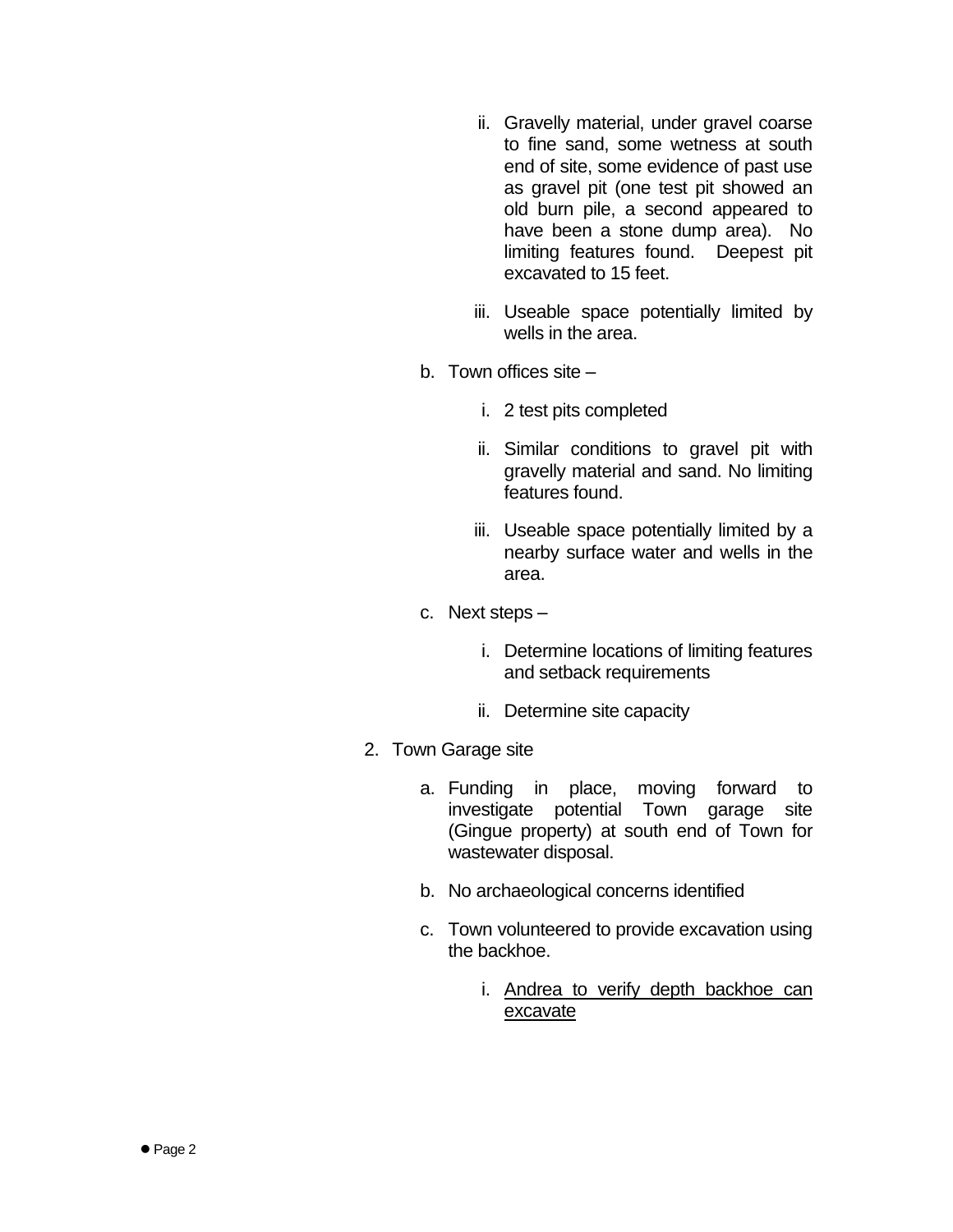ii. Gravelly material, under gravel coarse to fine sand, some wetness at south end of site, some evidence of past use as gravel pit (one test pit showed an old burn pile, a second appeared to have been a stone dump area). No limiting features found. Deepest pit excavated to 15 feet.

    iii. Useable space potentially limited by wells in the area.

  b. Town offices site –

    i. 2 test pits completed

    ii. Similar conditions to gravel pit with gravelly material and sand. No limiting features found.

    iii. Useable space potentially limited by a nearby surface water and wells in the area.

  c. Next steps –

    i. Determine locations of limiting features and setback requirements

    ii. Determine site capacity

2. Town Garage site

  a. Funding in place, moving forward to investigate potential Town garage site (Gingue property) at south end of Town for wastewater disposal.

  b. No archaeological concerns identified

  c. Town volunteered to provide excavation using the backhoe.

    i. <u>Andrea to verify depth backhoe can excavate</u>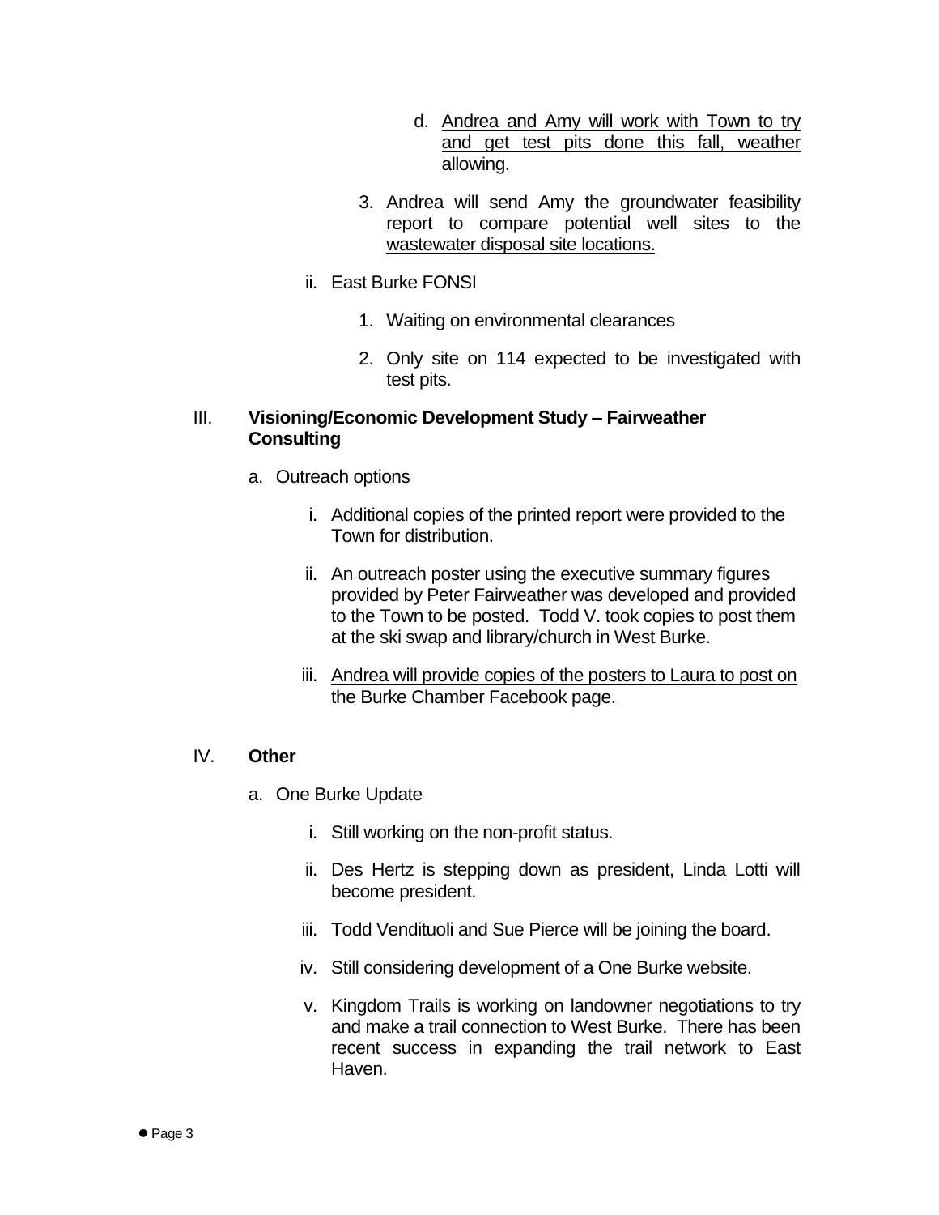d. <u>Andrea and Amy will work with Town to try and get test pits done this fall, weather allowing.</u>

3. <u>Andrea will send Amy the groundwater feasibility report to compare potential well sites to the wastewater disposal site locations.</u>

ii. East Burke FONSI

1. Waiting on environmental clearances

2. Only site on 114 expected to be investigated with test pits.

III. **Visioning/Economic Development Study – Fairweather Consulting**

a. Outreach options

i. Additional copies of the printed report were provided to the Town for distribution.

ii. An outreach poster using the executive summary figures provided by Peter Fairweather was developed and provided to the Town to be posted. Todd V. took copies to post them at the ski swap and library/church in West Burke.

iii. <u>Andrea will provide copies of the posters to Laura to post on the Burke Chamber Facebook page.</u>

IV. **Other**

a. One Burke Update

i. Still working on the non-profit status.

ii. Des Hertz is stepping down as president, Linda Lotti will become president.

iii. Todd Vendituoli and Sue Pierce will be joining the board.

iv. Still considering development of a One Burke website.

v. Kingdom Trails is working on landowner negotiations to try and make a trail connection to West Burke. There has been recent success in expanding the trail network to East Haven.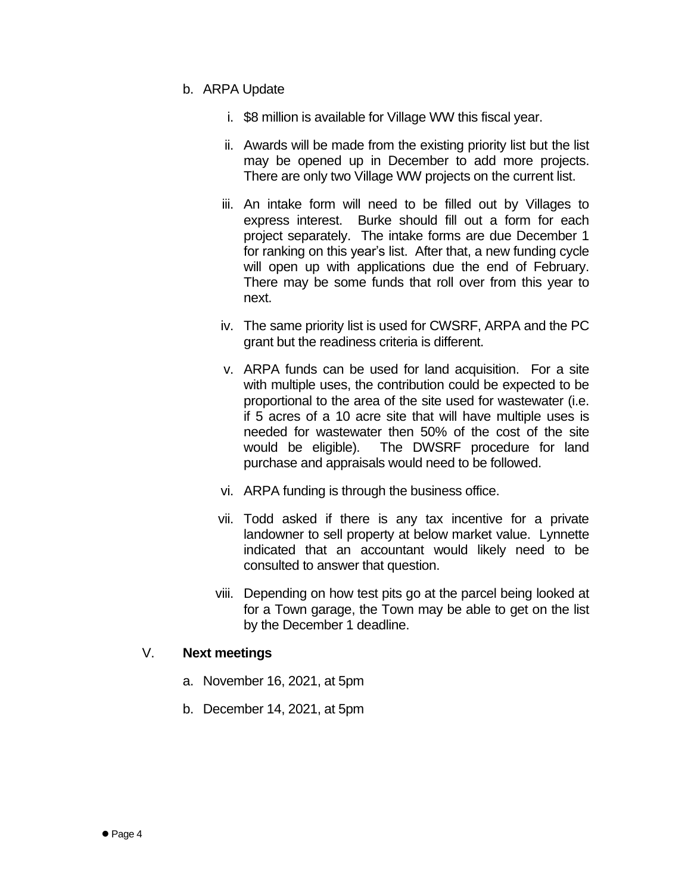b. ARPA Update

   i. \$8 million is available for Village WW this fiscal year.

   ii. Awards will be made from the existing priority list but the list may be opened up in December to add more projects. There are only two Village WW projects on the current list.

   iii. An intake form will need to be filled out by Villages to express interest. Burke should fill out a form for each project separately. The intake forms are due December 1 for ranking on this year's list. After that, a new funding cycle will open up with applications due the end of February. There may be some funds that roll over from this year to next.

   iv. The same priority list is used for CWSRF, ARPA and the PC grant but the readiness criteria is different.

   v. ARPA funds can be used for land acquisition. For a site with multiple uses, the contribution could be expected to be proportional to the area of the site used for wastewater (i.e. if 5 acres of a 10 acre site that will have multiple uses is needed for wastewater then 50% of the cost of the site would be eligible). The DWSRF procedure for land purchase and appraisals would need to be followed.

   vi. ARPA funding is through the business office.

   vii. Todd asked if there is any tax incentive for a private landowner to sell property at below market value. Lynnette indicated that an accountant would likely need to be consulted to answer that question.

   viii. Depending on how test pits go at the parcel being looked at for a Town garage, the Town may be able to get on the list by the December 1 deadline.

V. **Next meetings**

   a. November 16, 2021, at 5pm

   b. December 14, 2021, at 5pm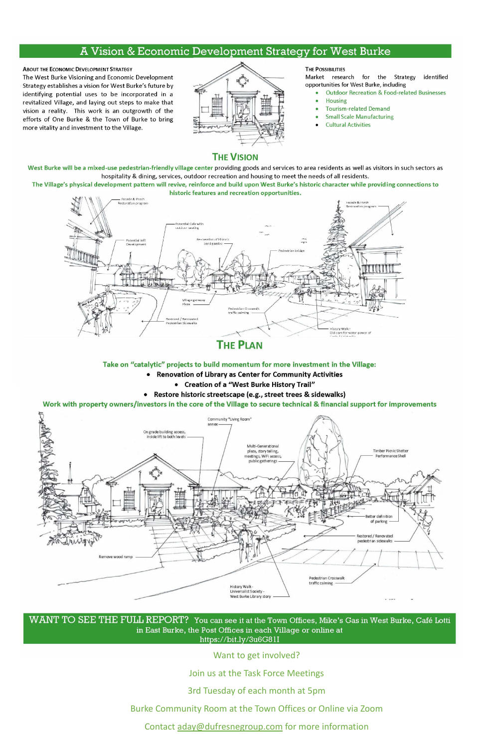# A Vision & Economic Development Strategy for West Burke

### About the Economic Development Strategy

The West Burke Visioning and Economic Development Strategy establishes a vision for West Burke's future by identifying potential uses to be incorporated in a revitalized Village, and laying out steps to make that vision a reality. This work is an outgrowth of the efforts of One Burke & the Town of Burke to bring more vitality and investment to the Village.

### The Possibilities

Market research for the Strategy identified opportunities for West Burke, including

- Outdoor Recreation & Food-related Businesses
- Housing
- Tourism-related Demand
- Small Scale Manufacturing
- Cultural Activities

## The Vision

**West Burke will be a mixed-use pedestrian-friendly village center** providing goods and services to area residents as well as visitors in such sectors as hospitality & dining, services, outdoor recreation and housing to meet the needs of all residents.

**The Village's physical development pattern will revive, reinforce and build upon West Burke's historic character while providing connections to historic features and recreation opportunities.**

Facade & Porch Restoration program · Potential Cafe with outdoor seating · Potential Infill Development · Re-creation of historic band gazebo · Pedestrian bridge · Facade & Porch Restoration program · Village gateway Plaza · Pedestrian Crosswalk traffic calming · Restored / Renovated Pedestrian Sidewalks · History Walk - Old corn for water power of

## The Plan

**Take on "catalytic" projects to build momentum for more investment in the Village:**

- **Renovation of Library as Center for Community Activities**
- **Creation of a "West Burke History Trail"**
- **Restore historic streetscape (e.g., street trees & sidewalks)**

**Work with property owners/investors in the core of the Village to secure technical & financial support for improvements**

Community "Living Room" annex · On grade building access, inside lift to both levels · Multi-Generational plaza, story telling, meetings, WiFi access, public gatherings · Timber Picnic Shelter Performance Shell · Better definition of parking · Restored / Renovated pedestrian sidewalks · Remove wood ramp · Pedestrian Crosswalk traffic calming · History Walk - Universalist Society - West Burke Library story

**WANT TO SEE THE FULL REPORT?** You can see it at the Town Offices, Mike's Gas in West Burke, Café Lotti in East Burke, the Post Offices in each Village or online at https://bit.ly/3u6G81I

Want to get involved?

Join us at the Task Force Meetings

3rd Tuesday of each month at 5pm

Burke Community Room at the Town Offices or Online via Zoom

Contact aday@dufresnegroup.com for more information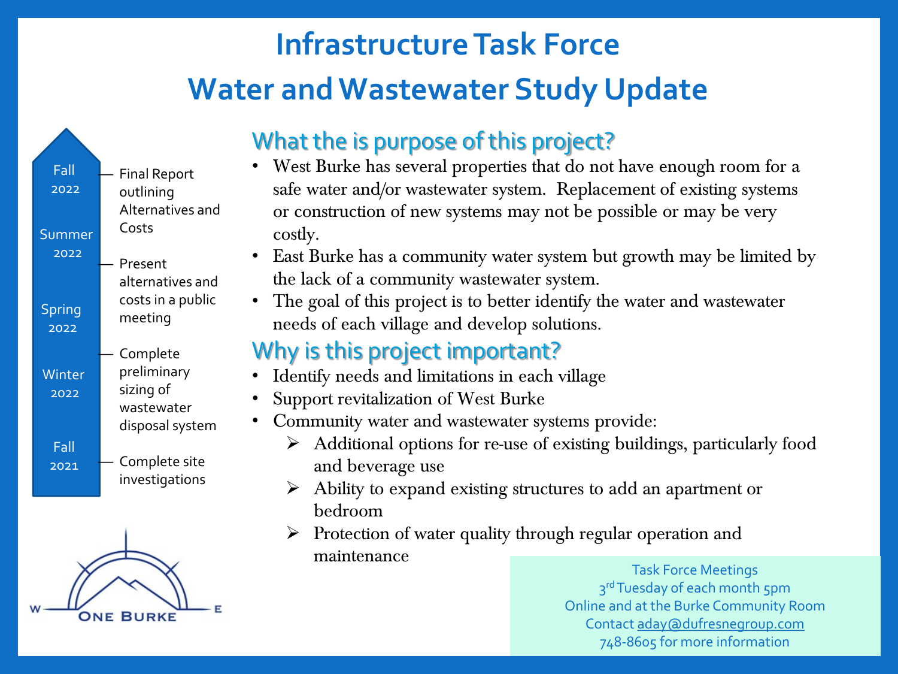# Infrastructure Task Force

# Water and Wastewater Study Update

- Fall 2021 — Complete site investigations
- Winter 2022 — Complete preliminary sizing of wastewater disposal system
- Spring 2022 — Present alternatives and costs in a public meeting
- Summer 2022
- Fall 2022 — Final Report outlining Alternatives and Costs

## What the is purpose of this project?

- West Burke has several properties that do not have enough room for a safe water and/or wastewater system. Replacement of existing systems or construction of new systems may not be possible or may be very costly.
- East Burke has a community water system but growth may be limited by the lack of a community wastewater system.
- The goal of this project is to better identify the water and wastewater needs of each village and develop solutions.

## Why is this project important?

- Identify needs and limitations in each village
- Support revitalization of West Burke
- Community water and wastewater systems provide:
  - Additional options for re-use of existing buildings, particularly food and beverage use
  - Ability to expand existing structures to add an apartment or bedroom
  - Protection of water quality through regular operation and maintenance

W ONE BURKE E

Task Force Meetings
3rd Tuesday of each month 5pm
Online and at the Burke Community Room
Contact aday@dufresnegroup.com
748-8605 for more information